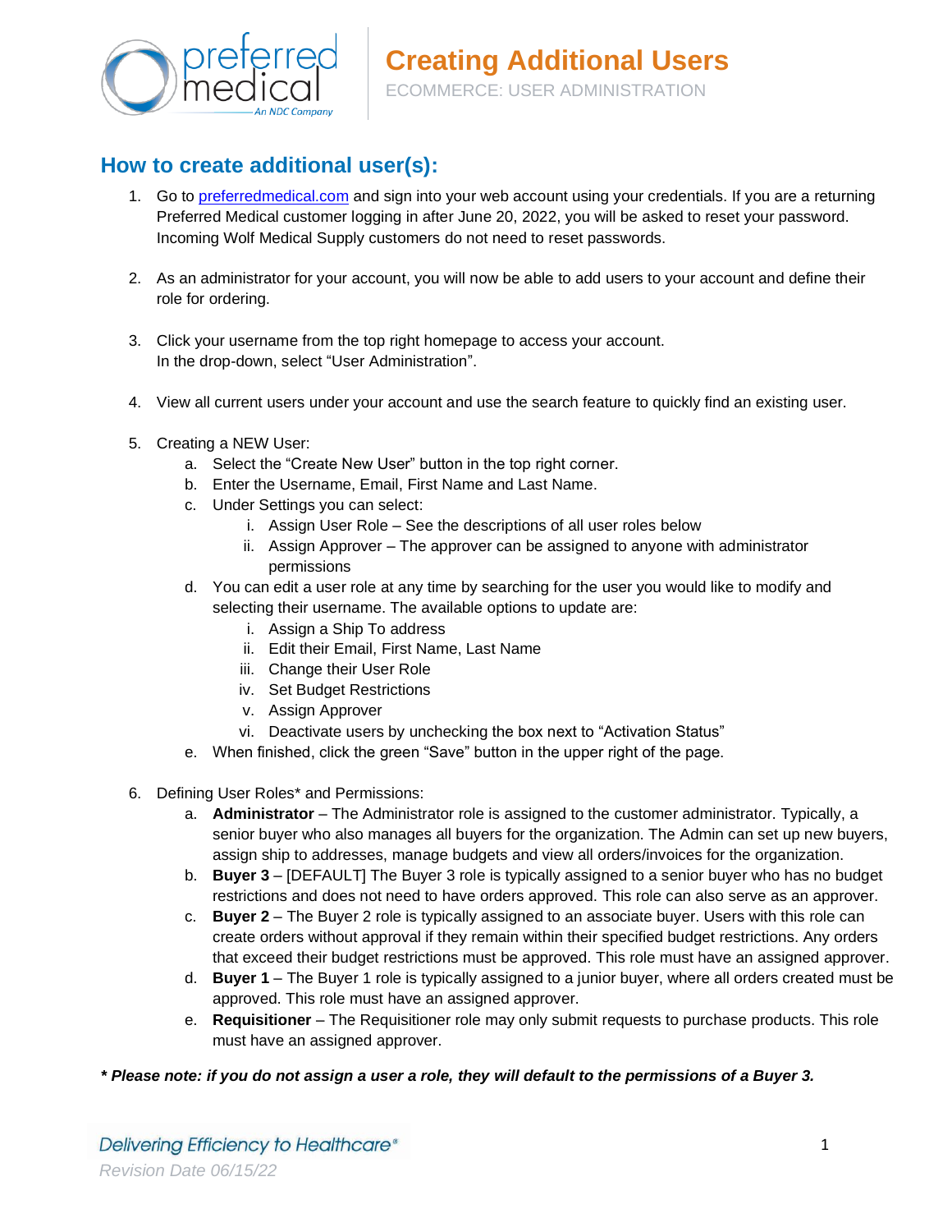# Creating Additional Users

ECOMMERCE: USER ADMINISTRATION

## How to create additional user(s):

1. Go to [preferredmedical.com](preferredmedical.com) and sign into your web account using your credentials. If you are a returning Preferred Medical customer logging in after June 20, 2022, you will be asked to reset your password. Incoming Wolf Medical Supply customers do not need to reset passwords.

2. As an administrator for your account, you will now be able to add users to your account and define their role for ordering.

3. Click your username from the top right homepage to access your account. In the drop-down, select "User Administration".

4. View all current users under your account and use the search feature to quickly find an existing user.

5. Creating a NEW User:
   a. Select the "Create New User" button in the top right corner.
   b. Enter the Username, Email, First Name and Last Name.
   c. Under Settings you can select:
      i. Assign User Role – See the descriptions of all user roles below
      ii. Assign Approver – The approver can be assigned to anyone with administrator permissions
   d. You can edit a user role at any time by searching for the user you would like to modify and selecting their username. The available options to update are:
      i. Assign a Ship To address
      ii. Edit their Email, First Name, Last Name
      iii. Change their User Role
      iv. Set Budget Restrictions
      v. Assign Approver
      vi. Deactivate users by unchecking the box next to "Activation Status"
   e. When finished, click the green "Save" button in the upper right of the page.

6. Defining User Roles* and Permissions:
   a. **Administrator** – The Administrator role is assigned to the customer administrator. Typically, a senior buyer who also manages all buyers for the organization. The Admin can set up new buyers, assign ship to addresses, manage budgets and view all orders/invoices for the organization.
   b. **Buyer 3** – [DEFAULT] The Buyer 3 role is typically assigned to a senior buyer who has no budget restrictions and does not need to have orders approved. This role can also serve as an approver.
   c. **Buyer 2** – The Buyer 2 role is typically assigned to an associate buyer. Users with this role can create orders without approval if they remain within their specified budget restrictions. Any orders that exceed their budget restrictions must be approved. This role must have an assigned approver.
   d. **Buyer 1** – The Buyer 1 role is typically assigned to a junior buyer, where all orders created must be approved. This role must have an assigned approver.
   e. **Requisitioner** – The Requisitioner role may only submit requests to purchase products. This role must have an assigned approver.

***\* Please note: if you do not assign a user a role, they will default to the permissions of a Buyer 3.***

*Delivering Efficiency to Healthcare®*

*Revision Date 06/15/22*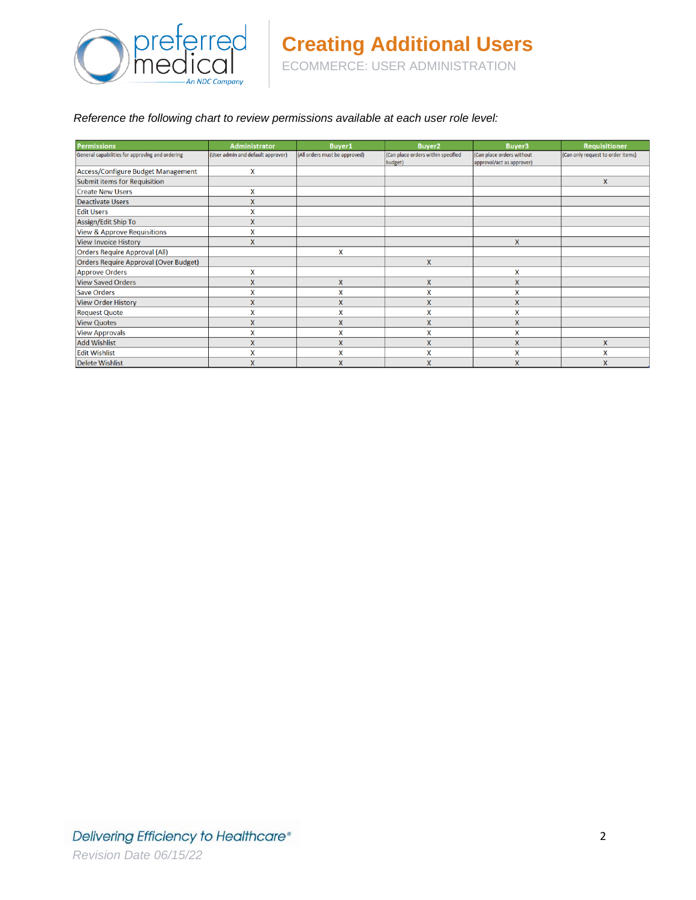*Reference the following chart to review permissions available at each user role level:*

| Permissions | Administrator | Buyer1 | Buyer2 | Buyer3 | Requisitioner |
|---|---|---|---|---|---|
| General capabilities for approving and ordering | (User admin and default approver) | (All orders must be approved) | (Can place orders within specified budget) | (Can place orders without approval/act as approver) | (Can only request to order items) |
| Access/Configure Budget Management | X | | | | |
| Submit items for Requisition | | | | | X |
| Create New Users | X | | | | |
| Deactivate Users | X | | | | |
| Edit Users | X | | | | |
| Assign/Edit Ship To | X | | | | |
| View & Approve Requisitions | X | | | | |
| View Invoice History | X | | | X | |
| Orders Require Approval (All) | | X | | | |
| Orders Require Approval (Over Budget) | | | X | | |
| Approve Orders | X | | | X | |
| View Saved Orders | X | X | X | X | |
| Save Orders | X | X | X | X | |
| View Order History | X | X | X | X | |
| Request Quote | X | X | X | X | |
| View Quotes | X | X | X | X | |
| View Approvals | X | X | X | X | |
| Add Wishlist | X | X | X | X | X |
| Edit Wishlist | X | X | X | X | X |
| Delete Wishlist | X | X | X | X | X |